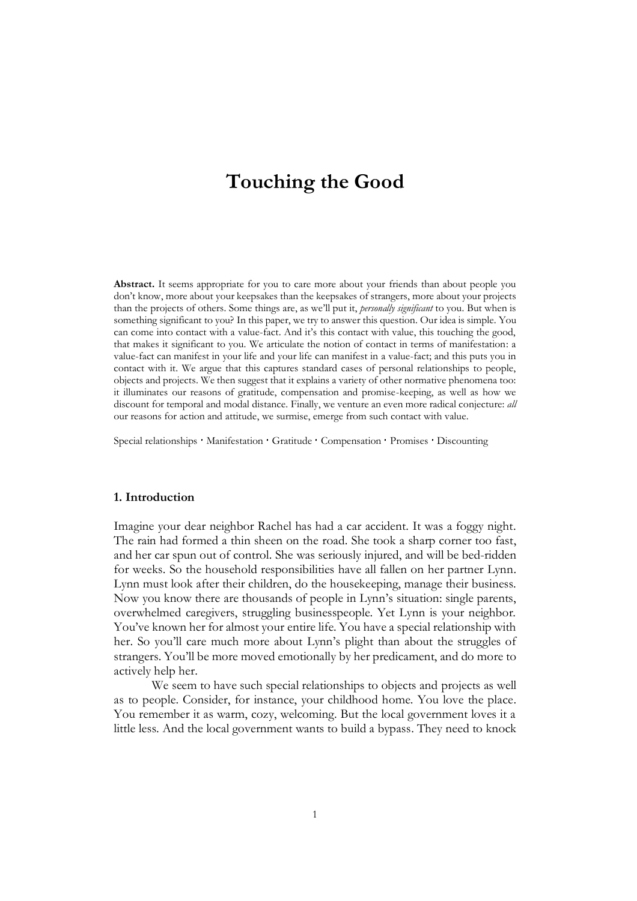# Touching the Good

**Abstract.** It seems appropriate for you to care more about your friends than about people you don't know, more about your keepsakes than the keepsakes of strangers, more about your projects than the projects of others. Some things are, as we'll put it, *personally significant* to you. But when is something significant to you? In this paper, we try to answer this question. Our idea is simple. You can come into contact with a value-fact. And it's this contact with value, this touching the good, that makes it significant to you. We articulate the notion of contact in terms of manifestation: a value-fact can manifest in your life and your life can manifest in a value-fact; and this puts you in contact with it. We argue that this captures standard cases of personal relationships to people, objects and projects. We then suggest that it explains a variety of other normative phenomena too: it illuminates our reasons of gratitude, compensation and promise-keeping, as well as how we discount for temporal and modal distance. Finally, we venture an even more radical conjecture: *all* our reasons for action and attitude, we surmise, emerge from such contact with value.

Special relationships · Manifestation · Gratitude · Compensation · Promises · Discounting

## 1. Introduction

Imagine your dear neighbor Rachel has had a car accident. It was a foggy night. The rain had formed a thin sheen on the road. She took a sharp corner too fast, and her car spun out of control. She was seriously injured, and will be bed-ridden for weeks. So the household responsibilities have all fallen on her partner Lynn. Lynn must look after their children, do the housekeeping, manage their business. Now you know there are thousands of people in Lynn's situation: single parents, overwhelmed caregivers, struggling businesspeople. Yet Lynn is your neighbor. You've known her for almost your entire life. You have a special relationship with her. So you'll care much more about Lynn's plight than about the struggles of strangers. You'll be more moved emotionally by her predicament, and do more to actively help her.

We seem to have such special relationships to objects and projects as well as to people. Consider, for instance, your childhood home. You love the place. You remember it as warm, cozy, welcoming. But the local government loves it a little less. And the local government wants to build a bypass. They need to knock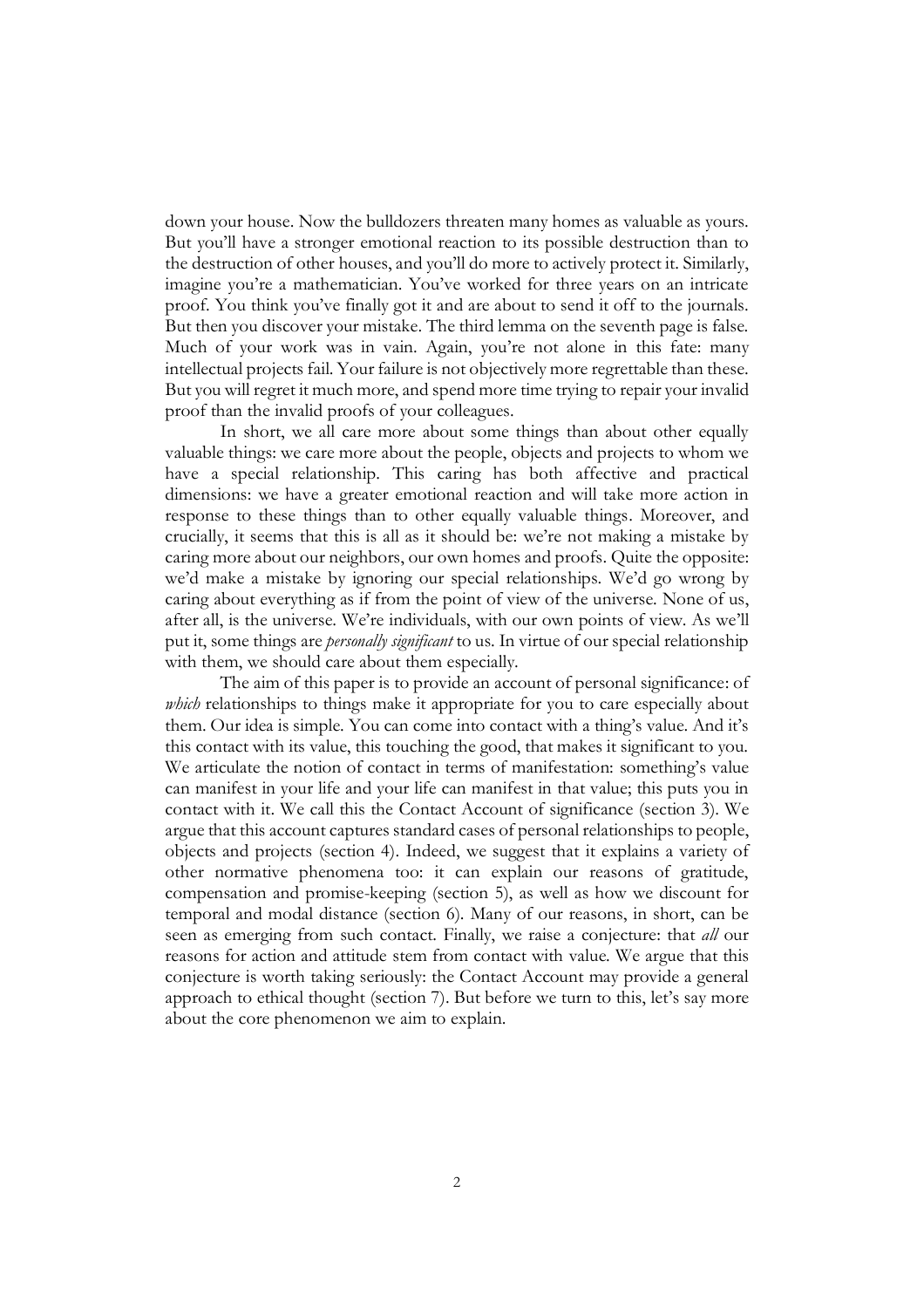down your house. Now the bulldozers threaten many homes as valuable as yours. But you'll have a stronger emotional reaction to its possible destruction than to the destruction of other houses, and you'll do more to actively protect it. Similarly, imagine you're a mathematician. You've worked for three years on an intricate proof. You think you've finally got it and are about to send it off to the journals. But then you discover your mistake. The third lemma on the seventh page is false. Much of your work was in vain. Again, you're not alone in this fate: many intellectual projects fail. Your failure is not objectively more regrettable than these. But you will regret it much more, and spend more time trying to repair your invalid proof than the invalid proofs of your colleagues.

In short, we all care more about some things than about other equally valuable things: we care more about the people, objects and projects to whom we have a special relationship. This caring has both affective and practical dimensions: we have a greater emotional reaction and will take more action in response to these things than to other equally valuable things. Moreover, and crucially, it seems that this is all as it should be: we're not making a mistake by caring more about our neighbors, our own homes and proofs. Quite the opposite: we'd make a mistake by ignoring our special relationships. We'd go wrong by caring about everything as if from the point of view of the universe. None of us, after all, is the universe. We're individuals, with our own points of view. As we'll put it, some things are *personally significant* to us. In virtue of our special relationship with them, we should care about them especially.

The aim of this paper is to provide an account of personal significance: of *which* relationships to things make it appropriate for you to care especially about them. Our idea is simple. You can come into contact with a thing's value. And it's this contact with its value, this touching the good, that makes it significant to you. We articulate the notion of contact in terms of manifestation: something's value can manifest in your life and your life can manifest in that value; this puts you in contact with it. We call this the Contact Account of significance (section 3). We argue that this account captures standard cases of personal relationships to people, objects and projects (section 4). Indeed, we suggest that it explains a variety of other normative phenomena too: it can explain our reasons of gratitude, compensation and promise-keeping (section 5), as well as how we discount for temporal and modal distance (section 6). Many of our reasons, in short, can be seen as emerging from such contact. Finally, we raise a conjecture: that *all* our reasons for action and attitude stem from contact with value. We argue that this conjecture is worth taking seriously: the Contact Account may provide a general approach to ethical thought (section 7). But before we turn to this, let's say more about the core phenomenon we aim to explain.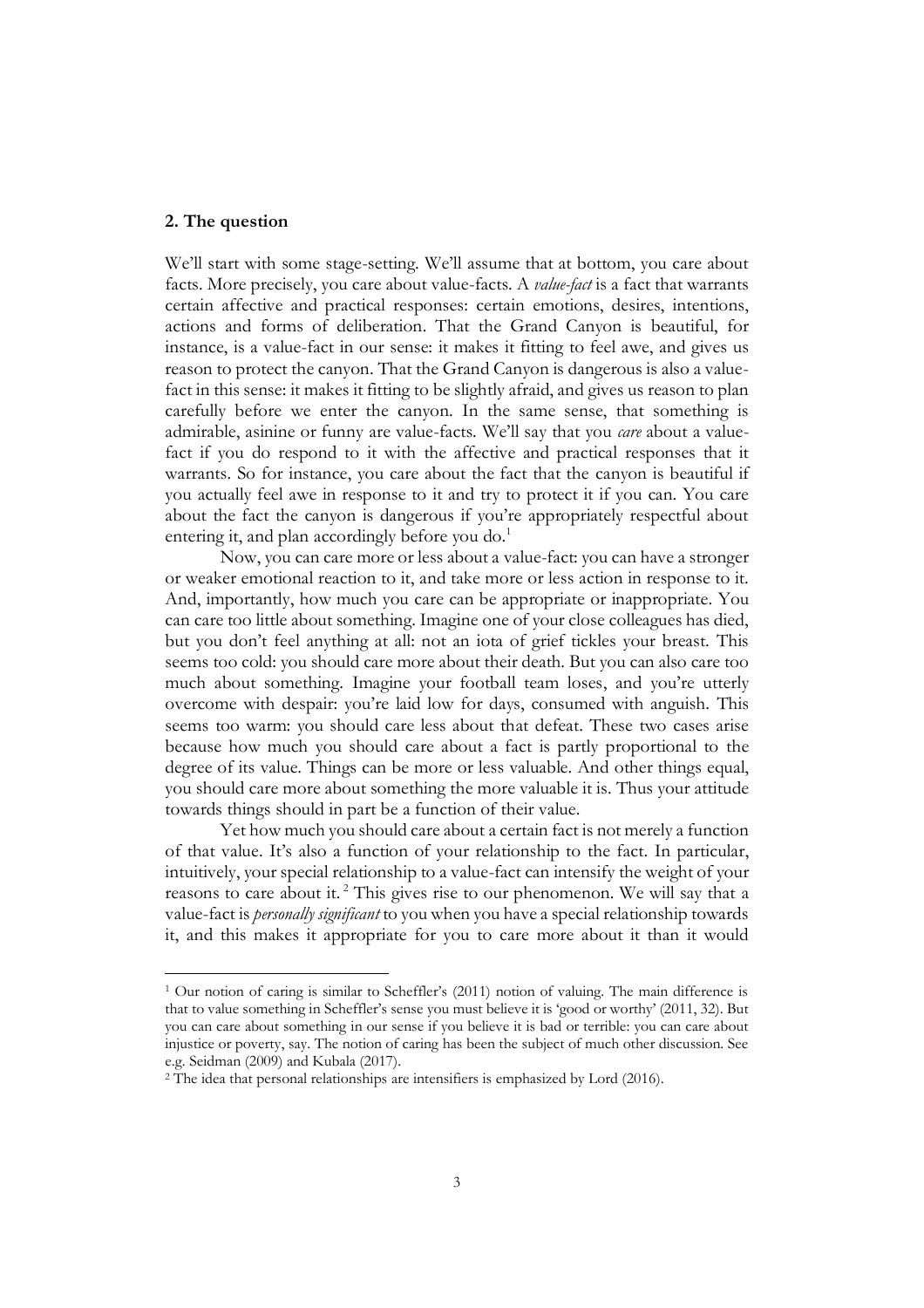## 2. The question

We'll start with some stage-setting. We'll assume that at bottom, you care about facts. More precisely, you care about value-facts. A *value-fact* is a fact that warrants certain affective and practical responses: certain emotions, desires, intentions, actions and forms of deliberation. That the Grand Canyon is beautiful, for instance, is a value-fact in our sense: it makes it fitting to feel awe, and gives us reason to protect the canyon. That the Grand Canyon is dangerous is also a value-fact in this sense: it makes it fitting to be slightly afraid, and gives us reason to plan carefully before we enter the canyon. In the same sense, that something is admirable, asinine or funny are value-facts. We'll say that you *care* about a value-fact if you do respond to it with the affective and practical responses that it warrants. So for instance, you care about the fact that the canyon is beautiful if you actually feel awe in response to it and try to protect it if you can. You care about the fact the canyon is dangerous if you're appropriately respectful about entering it, and plan accordingly before you do.[1]

Now, you can care more or less about a value-fact: you can have a stronger or weaker emotional reaction to it, and take more or less action in response to it. And, importantly, how much you care can be appropriate or inappropriate. You can care too little about something. Imagine one of your close colleagues has died, but you don't feel anything at all: not an iota of grief tickles your breast. This seems too cold: you should care more about their death. But you can also care too much about something. Imagine your football team loses, and you're utterly overcome with despair: you're laid low for days, consumed with anguish. This seems too warm: you should care less about that defeat. These two cases arise because how much you should care about a fact is partly proportional to the degree of its value. Things can be more or less valuable. And other things equal, you should care more about something the more valuable it is. Thus your attitude towards things should in part be a function of their value.

Yet how much you should care about a certain fact is not merely a function of that value. It's also a function of your relationship to the fact. In particular, intuitively, your special relationship to a value-fact can intensify the weight of your reasons to care about it.[2] This gives rise to our phenomenon. We will say that a value-fact is *personally significant* to you when you have a special relationship towards it, and this makes it appropriate for you to care more about it than it would

---

[1] Our notion of caring is similar to Scheffler's (2011) notion of valuing. The main difference is that to value something in Scheffler's sense you must believe it is 'good or worthy' (2011, 32). But you can care about something in our sense if you believe it is bad or terrible: you can care about injustice or poverty, say. The notion of caring has been the subject of much other discussion. See e.g. Seidman (2009) and Kubala (2017).

[2] The idea that personal relationships are intensifiers is emphasized by Lord (2016).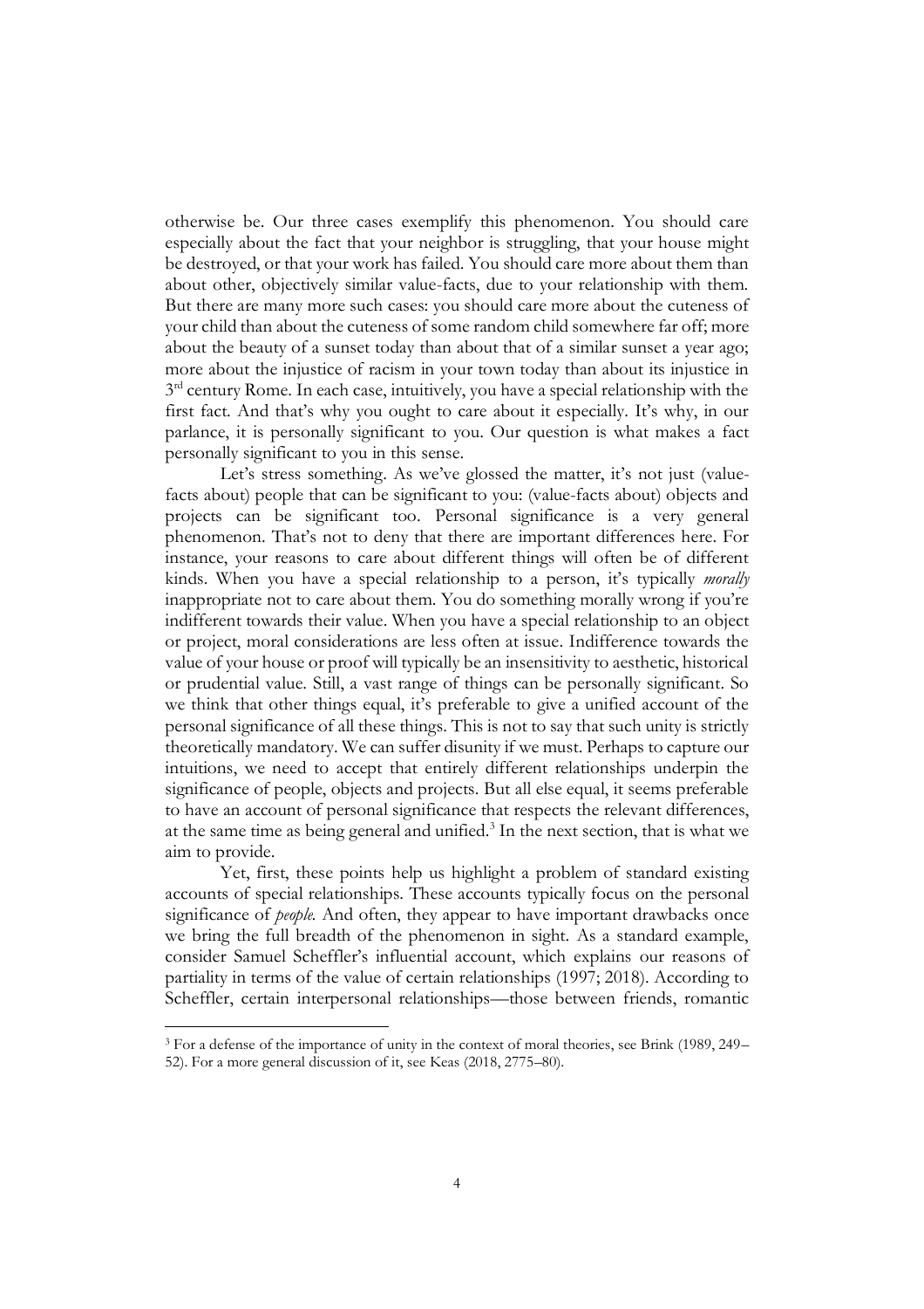otherwise be. Our three cases exemplify this phenomenon. You should care especially about the fact that your neighbor is struggling, that your house might be destroyed, or that your work has failed. You should care more about them than about other, objectively similar value-facts, due to your relationship with them. But there are many more such cases: you should care more about the cuteness of your child than about the cuteness of some random child somewhere far off; more about the beauty of a sunset today than about that of a similar sunset a year ago; more about the injustice of racism in your town today than about its injustice in 3rd century Rome. In each case, intuitively, you have a special relationship with the first fact. And that's why you ought to care about it especially. It's why, in our parlance, it is personally significant to you. Our question is what makes a fact personally significant to you in this sense.

Let's stress something. As we've glossed the matter, it's not just (value-facts about) people that can be significant to you: (value-facts about) objects and projects can be significant too. Personal significance is a very general phenomenon. That's not to deny that there are important differences here. For instance, your reasons to care about different things will often be of different kinds. When you have a special relationship to a person, it's typically *morally* inappropriate not to care about them. You do something morally wrong if you're indifferent towards their value. When you have a special relationship to an object or project, moral considerations are less often at issue. Indifference towards the value of your house or proof will typically be an insensitivity to aesthetic, historical or prudential value. Still, a vast range of things can be personally significant. So we think that other things equal, it's preferable to give a unified account of the personal significance of all these things. This is not to say that such unity is strictly theoretically mandatory. We can suffer disunity if we must. Perhaps to capture our intuitions, we need to accept that entirely different relationships underpin the significance of people, objects and projects. But all else equal, it seems preferable to have an account of personal significance that respects the relevant differences, at the same time as being general and unified.[3] In the next section, that is what we aim to provide.

Yet, first, these points help us highlight a problem of standard existing accounts of special relationships. These accounts typically focus on the personal significance of *people*. And often, they appear to have important drawbacks once we bring the full breadth of the phenomenon in sight. As a standard example, consider Samuel Scheffler's influential account, which explains our reasons of partiality in terms of the value of certain relationships (1997; 2018). According to Scheffler, certain interpersonal relationships—those between friends, romantic

[3] For a defense of the importance of unity in the context of moral theories, see Brink (1989, 249–52). For a more general discussion of it, see Keas (2018, 2775–80).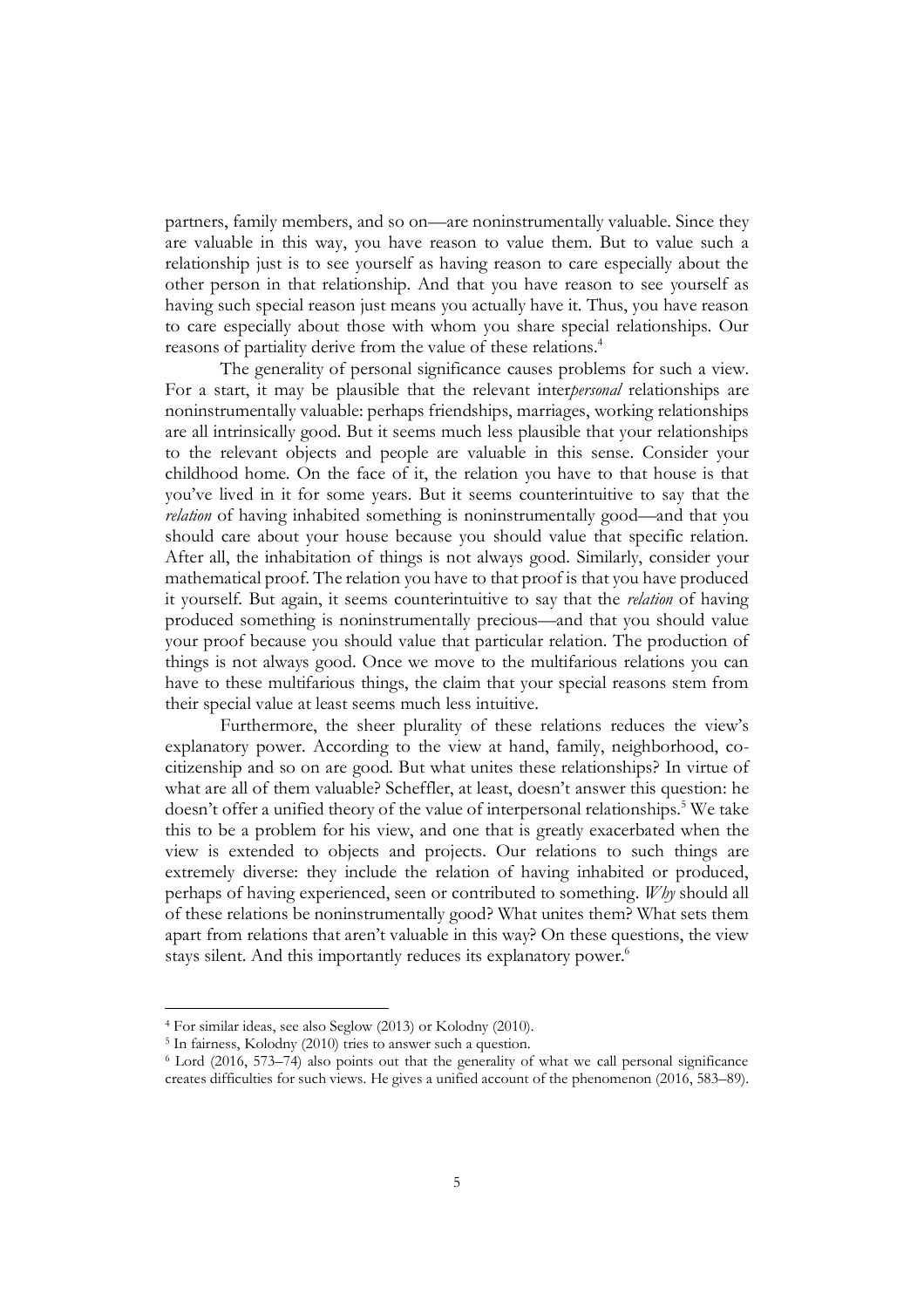partners, family members, and so on—are noninstrumentally valuable. Since they are valuable in this way, you have reason to value them. But to value such a relationship just is to see yourself as having reason to care especially about the other person in that relationship. And that you have reason to see yourself as having such special reason just means you actually have it. Thus, you have reason to care especially about those with whom you share special relationships. Our reasons of partiality derive from the value of these relations.[4]

The generality of personal significance causes problems for such a view. For a start, it may be plausible that the relevant inter*personal* relationships are noninstrumentally valuable: perhaps friendships, marriages, working relationships are all intrinsically good. But it seems much less plausible that your relationships to the relevant objects and people are valuable in this sense. Consider your childhood home. On the face of it, the relation you have to that house is that you've lived in it for some years. But it seems counterintuitive to say that the *relation* of having inhabited something is noninstrumentally good—and that you should care about your house because you should value that specific relation. After all, the inhabitation of things is not always good. Similarly, consider your mathematical proof. The relation you have to that proof is that you have produced it yourself. But again, it seems counterintuitive to say that the *relation* of having produced something is noninstrumentally precious—and that you should value your proof because you should value that particular relation. The production of things is not always good. Once we move to the multifarious relations you can have to these multifarious things, the claim that your special reasons stem from their special value at least seems much less intuitive.

Furthermore, the sheer plurality of these relations reduces the view's explanatory power. According to the view at hand, family, neighborhood, co-citizenship and so on are good. But what unites these relationships? In virtue of what are all of them valuable? Scheffler, at least, doesn't answer this question: he doesn't offer a unified theory of the value of interpersonal relationships.[5] We take this to be a problem for his view, and one that is greatly exacerbated when the view is extended to objects and projects. Our relations to such things are extremely diverse: they include the relation of having inhabited or produced, perhaps of having experienced, seen or contributed to something. *Why* should all of these relations be noninstrumentally good? What unites them? What sets them apart from relations that aren't valuable in this way? On these questions, the view stays silent. And this importantly reduces its explanatory power.[6]

---

[4] For similar ideas, see also Seglow (2013) or Kolodny (2010).

[5] In fairness, Kolodny (2010) tries to answer such a question.

[6] Lord (2016, 573–74) also points out that the generality of what we call personal significance creates difficulties for such views. He gives a unified account of the phenomenon (2016, 583–89).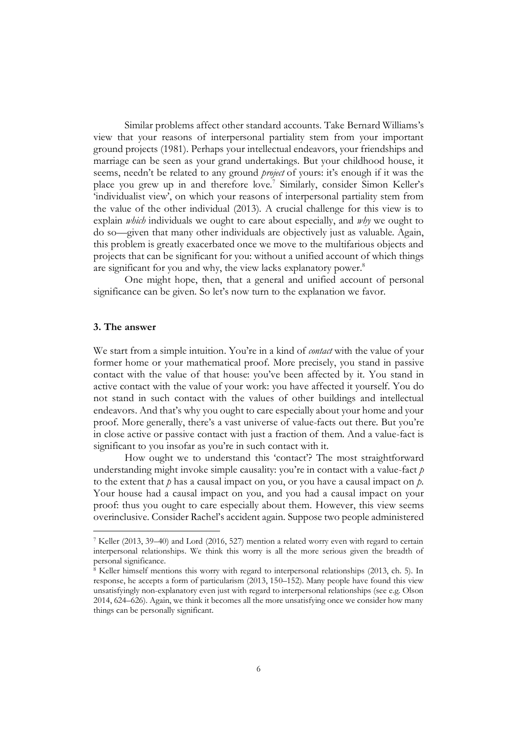Similar problems affect other standard accounts. Take Bernard Williams's view that your reasons of interpersonal partiality stem from your important ground projects (1981). Perhaps your intellectual endeavors, your friendships and marriage can be seen as your grand undertakings. But your childhood house, it seems, needn't be related to any ground *project* of yours: it's enough if it was the place you grew up in and therefore love.[7] Similarly, consider Simon Keller's 'individualist view', on which your reasons of interpersonal partiality stem from the value of the other individual (2013). A crucial challenge for this view is to explain *which* individuals we ought to care about especially, and *why* we ought to do so—given that many other individuals are objectively just as valuable. Again, this problem is greatly exacerbated once we move to the multifarious objects and projects that can be significant for you: without a unified account of which things are significant for you and why, the view lacks explanatory power.[8]

One might hope, then, that a general and unified account of personal significance can be given. So let's now turn to the explanation we favor.

## 3. The answer

We start from a simple intuition. You're in a kind of *contact* with the value of your former home or your mathematical proof. More precisely, you stand in passive contact with the value of that house: you've been affected by it. You stand in active contact with the value of your work: you have affected it yourself. You do not stand in such contact with the values of other buildings and intellectual endeavors. And that's why you ought to care especially about your home and your proof. More generally, there's a vast universe of value-facts out there. But you're in close active or passive contact with just a fraction of them. And a value-fact is significant to you insofar as you're in such contact with it.

How ought we to understand this 'contact'? The most straightforward understanding might invoke simple causality: you're in contact with a value-fact $p$ to the extent that $p$ has a causal impact on you, or you have a causal impact on $p$. Your house had a causal impact on you, and you had a causal impact on your proof: thus you ought to care especially about them. However, this view seems overinclusive. Consider Rachel's accident again. Suppose two people administered

---

[7] Keller (2013, 39–40) and Lord (2016, 527) mention a related worry even with regard to certain interpersonal relationships. We think this worry is all the more serious given the breadth of personal significance.

[8] Keller himself mentions this worry with regard to interpersonal relationships (2013, ch. 5). In response, he accepts a form of particularism (2013, 150–152). Many people have found this view unsatisfyingly non-explanatory even just with regard to interpersonal relationships (see e.g. Olson 2014, 624–626). Again, we think it becomes all the more unsatisfying once we consider how many things can be personally significant.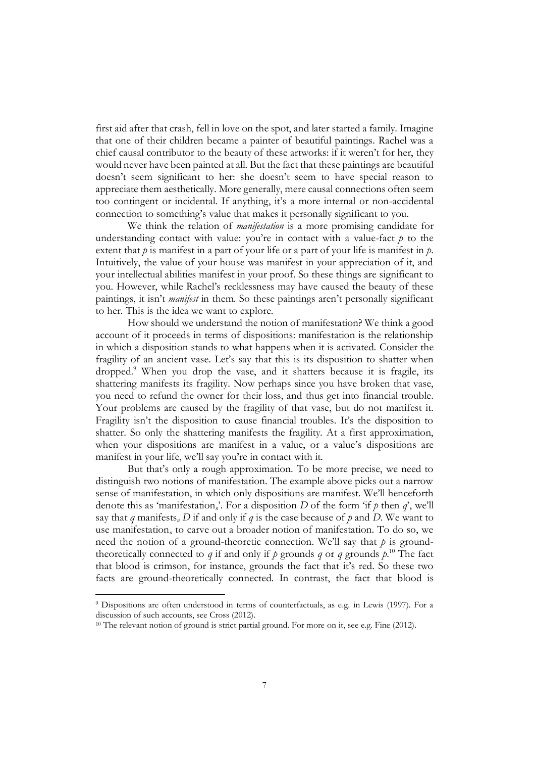first aid after that crash, fell in love on the spot, and later started a family. Imagine that one of their children became a painter of beautiful paintings. Rachel was a chief causal contributor to the beauty of these artworks: if it weren't for her, they would never have been painted at all. But the fact that these paintings are beautiful doesn't seem significant to her: she doesn't seem to have special reason to appreciate them aesthetically. More generally, mere causal connections often seem too contingent or incidental. If anything, it's a more internal or non-accidental connection to something's value that makes it personally significant to you.

We think the relation of *manifestation* is a more promising candidate for understanding contact with value: you're in contact with a value-fact $p$ to the extent that $p$ is manifest in a part of your life or a part of your life is manifest in $p$. Intuitively, the value of your house was manifest in your appreciation of it, and your intellectual abilities manifest in your proof. So these things are significant to you. However, while Rachel's recklessness may have caused the beauty of these paintings, it isn't *manifest* in them. So these paintings aren't personally significant to her. This is the idea we want to explore.

How should we understand the notion of manifestation? We think a good account of it proceeds in terms of dispositions: manifestation is the relationship in which a disposition stands to what happens when it is activated. Consider the fragility of an ancient vase. Let's say that this is its disposition to shatter when dropped.[9] When you drop the vase, and it shatters because it is fragile, its shattering manifests its fragility. Now perhaps since you have broken that vase, you need to refund the owner for their loss, and thus get into financial trouble. Your problems are caused by the fragility of that vase, but do not manifest it. Fragility isn't the disposition to cause financial troubles. It's the disposition to shatter. So only the shattering manifests the fragility. At a first approximation, when your dispositions are manifest in a value, or a value's dispositions are manifest in your life, we'll say you're in contact with it.

But that's only a rough approximation. To be more precise, we need to distinguish two notions of manifestation. The example above picks out a narrow sense of manifestation, in which only dispositions are manifest. We'll henceforth denote this as 'manifestation$_n$'. For a disposition $D$ of the form 'if $p$ then $q$', we'll say that $q$ manifests$_n$ $D$ if and only if $q$ is the case because of $p$ and $D$. We want to use manifestation$_n$ to carve out a broader notion of manifestation. To do so, we need the notion of a ground-theoretic connection. We'll say that $p$ is ground-theoretically connected to $q$ if and only if $p$ grounds $q$ or $q$ grounds $p$.[10] The fact that blood is crimson, for instance, grounds the fact that it's red. So these two facts are ground-theoretically connected. In contrast, the fact that blood is

---

[9] Dispositions are often understood in terms of counterfactuals, as e.g. in Lewis (1997). For a discussion of such accounts, see Cross (2012).

[10] The relevant notion of ground is strict partial ground. For more on it, see e.g. Fine (2012).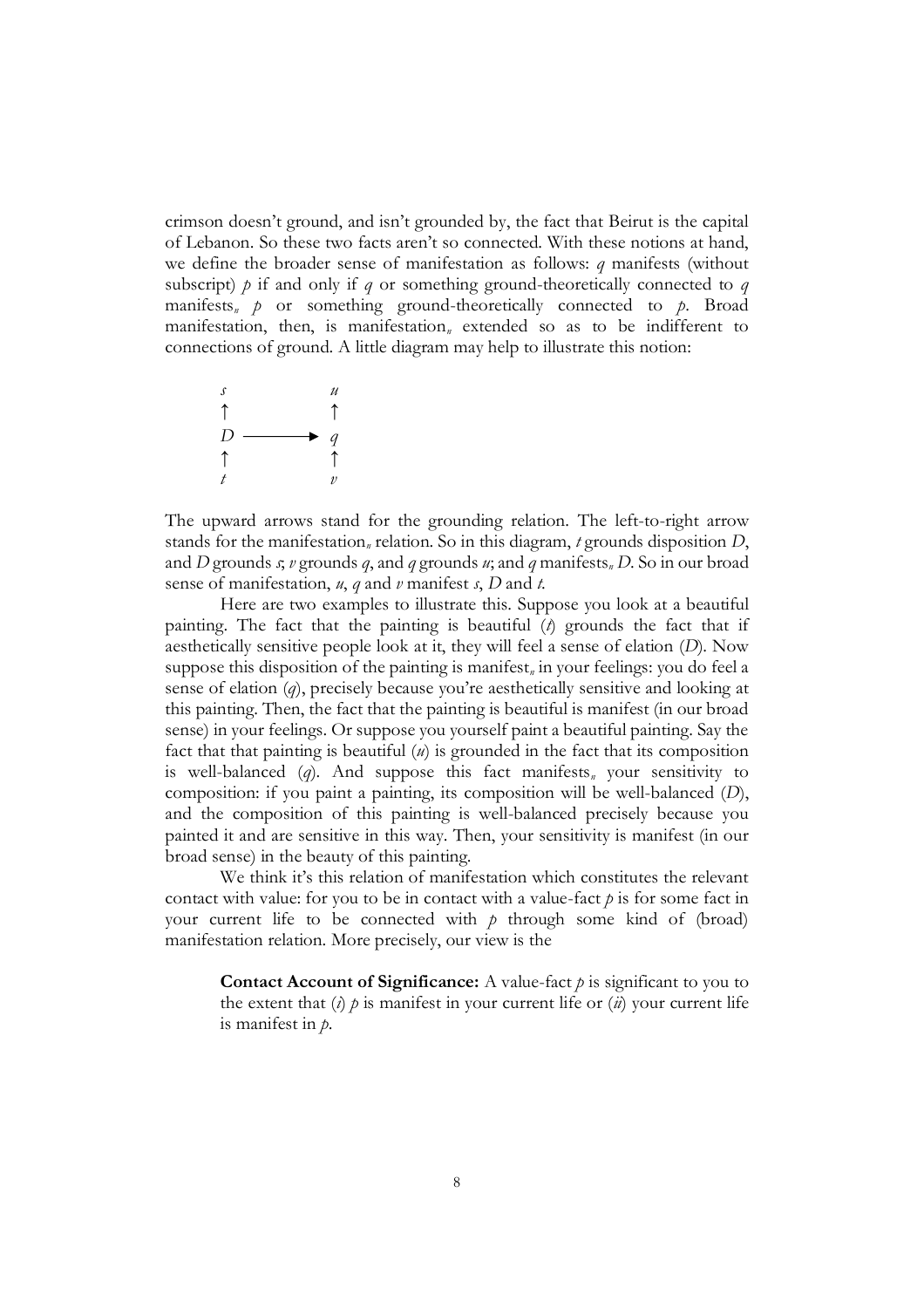crimson doesn't ground, and isn't grounded by, the fact that Beirut is the capital of Lebanon. So these two facts aren't so connected. With these notions at hand, we define the broader sense of manifestation as follows: $q$ manifests (without subscript) $p$ if and only if $q$ or something ground-theoretically connected to $q$ manifests$_n$ $p$ or something ground-theoretically connected to $p$. Broad manifestation, then, is manifestation$_n$ extended so as to be indifferent to connections of ground. A little diagram may help to illustrate this notion:

$$
\begin{array}{ccc}
s & & u \\
\uparrow & & \uparrow \\
D & \longrightarrow & q \\
\uparrow & & \uparrow \\
t & & v
\end{array}
$$

The upward arrows stand for the grounding relation. The left-to-right arrow stands for the manifestation$_n$ relation. So in this diagram, $t$ grounds disposition $D$, and $D$ grounds $s$; $v$ grounds $q$, and $q$ grounds $u$; and $q$ manifests$_n$ $D$. So in our broad sense of manifestation, $u$, $q$ and $v$ manifest $s$, $D$ and $t$.

Here are two examples to illustrate this. Suppose you look at a beautiful painting. The fact that the painting is beautiful ($t$) grounds the fact that if aesthetically sensitive people look at it, they will feel a sense of elation ($D$). Now suppose this disposition of the painting is manifest$_n$ in your feelings: you do feel a sense of elation ($q$), precisely because you're aesthetically sensitive and looking at this painting. Then, the fact that the painting is beautiful is manifest (in our broad sense) in your feelings. Or suppose you yourself paint a beautiful painting. Say the fact that that painting is beautiful ($u$) is grounded in the fact that its composition is well-balanced ($q$). And suppose this fact manifests$_n$ your sensitivity to composition: if you paint a painting, its composition will be well-balanced ($D$), and the composition of this painting is well-balanced precisely because you painted it and are sensitive in this way. Then, your sensitivity is manifest (in our broad sense) in the beauty of this painting.

We think it's this relation of manifestation which constitutes the relevant contact with value: for you to be in contact with a value-fact $p$ is for some fact in your current life to be connected with $p$ through some kind of (broad) manifestation relation. More precisely, our view is the

> **Contact Account of Significance:** A value-fact $p$ is significant to you to the extent that ($i$) $p$ is manifest in your current life or ($ii$) your current life is manifest in $p$.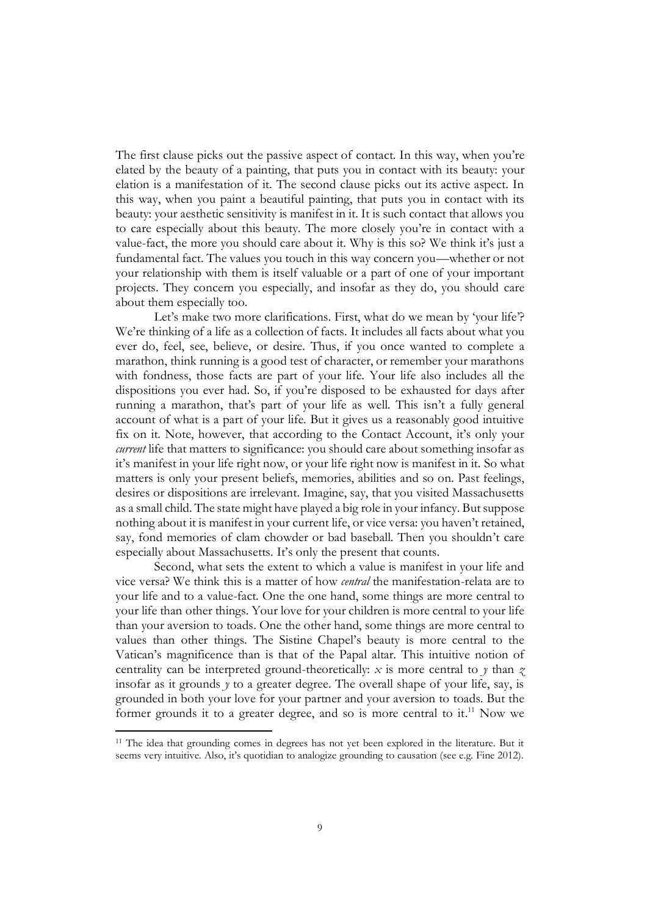The first clause picks out the passive aspect of contact. In this way, when you're elated by the beauty of a painting, that puts you in contact with its beauty: your elation is a manifestation of it. The second clause picks out its active aspect. In this way, when you paint a beautiful painting, that puts you in contact with its beauty: your aesthetic sensitivity is manifest in it. It is such contact that allows you to care especially about this beauty. The more closely you're in contact with a value-fact, the more you should care about it. Why is this so? We think it's just a fundamental fact. The values you touch in this way concern you—whether or not your relationship with them is itself valuable or a part of one of your important projects. They concern you especially, and insofar as they do, you should care about them especially too.

Let's make two more clarifications. First, what do we mean by 'your life'? We're thinking of a life as a collection of facts. It includes all facts about what you ever do, feel, see, believe, or desire. Thus, if you once wanted to complete a marathon, think running is a good test of character, or remember your marathons with fondness, those facts are part of your life. Your life also includes all the dispositions you ever had. So, if you're disposed to be exhausted for days after running a marathon, that's part of your life as well. This isn't a fully general account of what is a part of your life. But it gives us a reasonably good intuitive fix on it. Note, however, that according to the Contact Account, it's only your *current* life that matters to significance: you should care about something insofar as it's manifest in your life right now, or your life right now is manifest in it. So what matters is only your present beliefs, memories, abilities and so on. Past feelings, desires or dispositions are irrelevant. Imagine, say, that you visited Massachusetts as a small child. The state might have played a big role in your infancy. But suppose nothing about it is manifest in your current life, or vice versa: you haven't retained, say, fond memories of clam chowder or bad baseball. Then you shouldn't care especially about Massachusetts. It's only the present that counts.

Second, what sets the extent to which a value is manifest in your life and vice versa? We think this is a matter of how *central* the manifestation-relata are to your life and to a value-fact. One the one hand, some things are more central to your life than other things. Your love for your children is more central to your life than your aversion to toads. One the other hand, some things are more central to values than other things. The Sistine Chapel's beauty is more central to the Vatican's magnificence than is that of the Papal altar. This intuitive notion of centrality can be interpreted ground-theoretically: $x$ is more central to $y$ than $z$ insofar as it grounds $y$ to a greater degree. The overall shape of your life, say, is grounded in both your love for your partner and your aversion to toads. But the former grounds it to a greater degree, and so is more central to it.[11] Now we

[11] The idea that grounding comes in degrees has not yet been explored in the literature. But it seems very intuitive. Also, it's quotidian to analogize grounding to causation (see e.g. Fine 2012).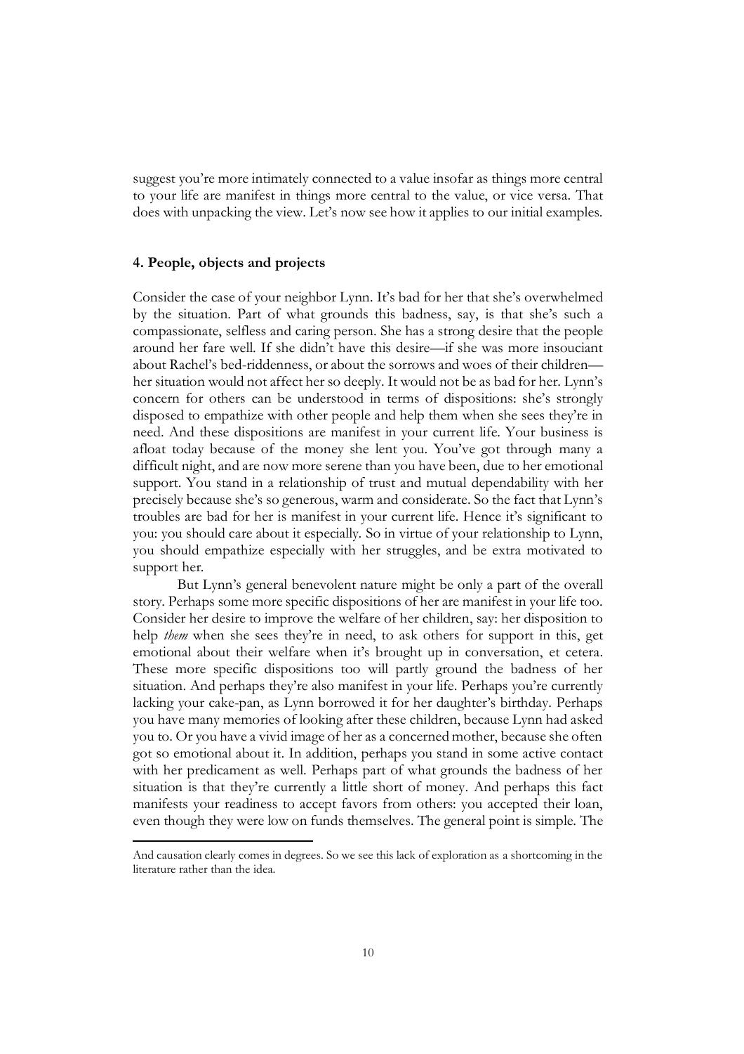suggest you're more intimately connected to a value insofar as things more central to your life are manifest in things more central to the value, or vice versa. That does with unpacking the view. Let's now see how it applies to our initial examples.

## 4. People, objects and projects

Consider the case of your neighbor Lynn. It's bad for her that she's overwhelmed by the situation. Part of what grounds this badness, say, is that she's such a compassionate, selfless and caring person. She has a strong desire that the people around her fare well. If she didn't have this desire—if she was more insouciant about Rachel's bed-riddenness, or about the sorrows and woes of their children—her situation would not affect her so deeply. It would not be as bad for her. Lynn's concern for others can be understood in terms of dispositions: she's strongly disposed to empathize with other people and help them when she sees they're in need. And these dispositions are manifest in your current life. Your business is afloat today because of the money she lent you. You've got through many a difficult night, and are now more serene than you have been, due to her emotional support. You stand in a relationship of trust and mutual dependability with her precisely because she's so generous, warm and considerate. So the fact that Lynn's troubles are bad for her is manifest in your current life. Hence it's significant to you: you should care about it especially. So in virtue of your relationship to Lynn, you should empathize especially with her struggles, and be extra motivated to support her.

But Lynn's general benevolent nature might be only a part of the overall story. Perhaps some more specific dispositions of her are manifest in your life too. Consider her desire to improve the welfare of her children, say: her disposition to help *them* when she sees they're in need, to ask others for support in this, get emotional about their welfare when it's brought up in conversation, et cetera. These more specific dispositions too will partly ground the badness of her situation. And perhaps they're also manifest in your life. Perhaps you're currently lacking your cake-pan, as Lynn borrowed it for her daughter's birthday. Perhaps you have many memories of looking after these children, because Lynn had asked you to. Or you have a vivid image of her as a concerned mother, because she often got so emotional about it. In addition, perhaps you stand in some active contact with her predicament as well. Perhaps part of what grounds the badness of her situation is that they're currently a little short of money. And perhaps this fact manifests your readiness to accept favors from others: you accepted their loan, even though they were low on funds themselves. The general point is simple. The

---

And causation clearly comes in degrees. So we see this lack of exploration as a shortcoming in the literature rather than the idea.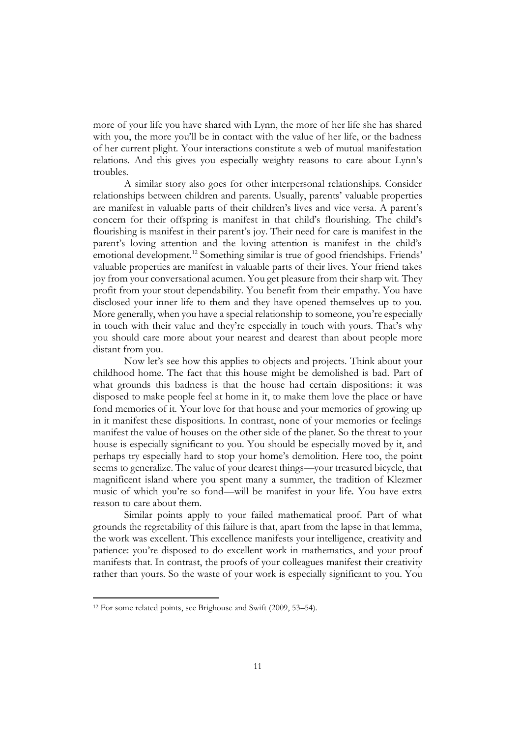more of your life you have shared with Lynn, the more of her life she has shared with you, the more you'll be in contact with the value of her life, or the badness of her current plight. Your interactions constitute a web of mutual manifestation relations. And this gives you especially weighty reasons to care about Lynn's troubles.

A similar story also goes for other interpersonal relationships. Consider relationships between children and parents. Usually, parents' valuable properties are manifest in valuable parts of their children's lives and vice versa. A parent's concern for their offspring is manifest in that child's flourishing. The child's flourishing is manifest in their parent's joy. Their need for care is manifest in the parent's loving attention and the loving attention is manifest in the child's emotional development.[12] Something similar is true of good friendships. Friends' valuable properties are manifest in valuable parts of their lives. Your friend takes joy from your conversational acumen. You get pleasure from their sharp wit. They profit from your stout dependability. You benefit from their empathy. You have disclosed your inner life to them and they have opened themselves up to you. More generally, when you have a special relationship to someone, you're especially in touch with their value and they're especially in touch with yours. That's why you should care more about your nearest and dearest than about people more distant from you.

Now let's see how this applies to objects and projects. Think about your childhood home. The fact that this house might be demolished is bad. Part of what grounds this badness is that the house had certain dispositions: it was disposed to make people feel at home in it, to make them love the place or have fond memories of it. Your love for that house and your memories of growing up in it manifest these dispositions. In contrast, none of your memories or feelings manifest the value of houses on the other side of the planet. So the threat to your house is especially significant to you. You should be especially moved by it, and perhaps try especially hard to stop your home's demolition. Here too, the point seems to generalize. The value of your dearest things—your treasured bicycle, that magnificent island where you spent many a summer, the tradition of Klezmer music of which you're so fond—will be manifest in your life. You have extra reason to care about them.

Similar points apply to your failed mathematical proof. Part of what grounds the regretability of this failure is that, apart from the lapse in that lemma, the work was excellent. This excellence manifests your intelligence, creativity and patience: you're disposed to do excellent work in mathematics, and your proof manifests that. In contrast, the proofs of your colleagues manifest their creativity rather than yours. So the waste of your work is especially significant to you. You

[12] For some related points, see Brighouse and Swift (2009, 53–54).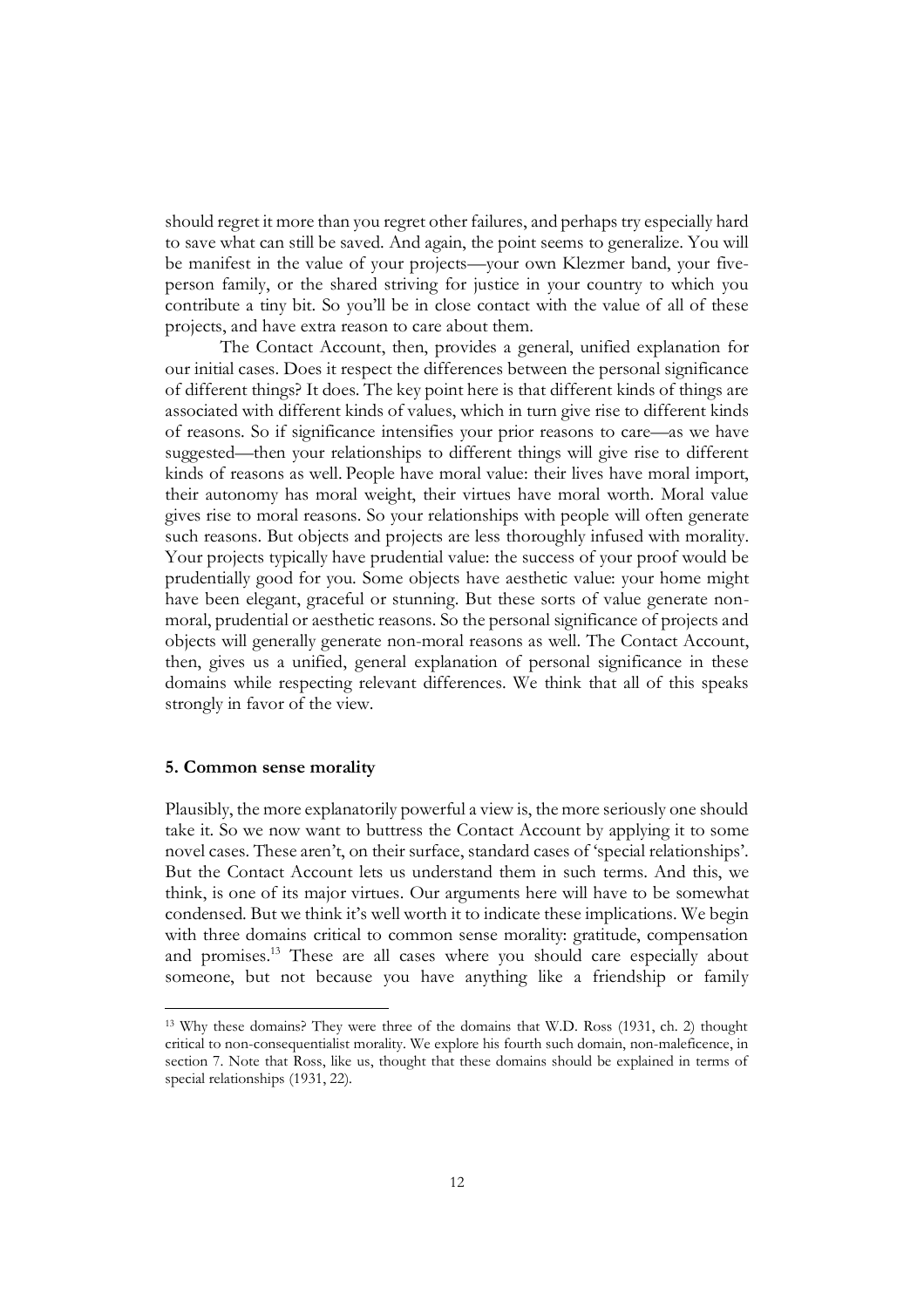should regret it more than you regret other failures, and perhaps try especially hard to save what can still be saved. And again, the point seems to generalize. You will be manifest in the value of your projects—your own Klezmer band, your five-person family, or the shared striving for justice in your country to which you contribute a tiny bit. So you'll be in close contact with the value of all of these projects, and have extra reason to care about them.

The Contact Account, then, provides a general, unified explanation for our initial cases. Does it respect the differences between the personal significance of different things? It does. The key point here is that different kinds of things are associated with different kinds of values, which in turn give rise to different kinds of reasons. So if significance intensifies your prior reasons to care—as we have suggested—then your relationships to different things will give rise to different kinds of reasons as well. People have moral value: their lives have moral import, their autonomy has moral weight, their virtues have moral worth. Moral value gives rise to moral reasons. So your relationships with people will often generate such reasons. But objects and projects are less thoroughly infused with morality. Your projects typically have prudential value: the success of your proof would be prudentially good for you. Some objects have aesthetic value: your home might have been elegant, graceful or stunning. But these sorts of value generate non-moral, prudential or aesthetic reasons. So the personal significance of projects and objects will generally generate non-moral reasons as well. The Contact Account, then, gives us a unified, general explanation of personal significance in these domains while respecting relevant differences. We think that all of this speaks strongly in favor of the view.

## 5. Common sense morality

Plausibly, the more explanatorily powerful a view is, the more seriously one should take it. So we now want to buttress the Contact Account by applying it to some novel cases. These aren't, on their surface, standard cases of 'special relationships'. But the Contact Account lets us understand them in such terms. And this, we think, is one of its major virtues. Our arguments here will have to be somewhat condensed. But we think it's well worth it to indicate these implications. We begin with three domains critical to common sense morality: gratitude, compensation and promises.[13] These are all cases where you should care especially about someone, but not because you have anything like a friendship or family

[13] Why these domains? They were three of the domains that W.D. Ross (1931, ch. 2) thought critical to non-consequentialist morality. We explore his fourth such domain, non-maleficence, in section 7. Note that Ross, like us, thought that these domains should be explained in terms of special relationships (1931, 22).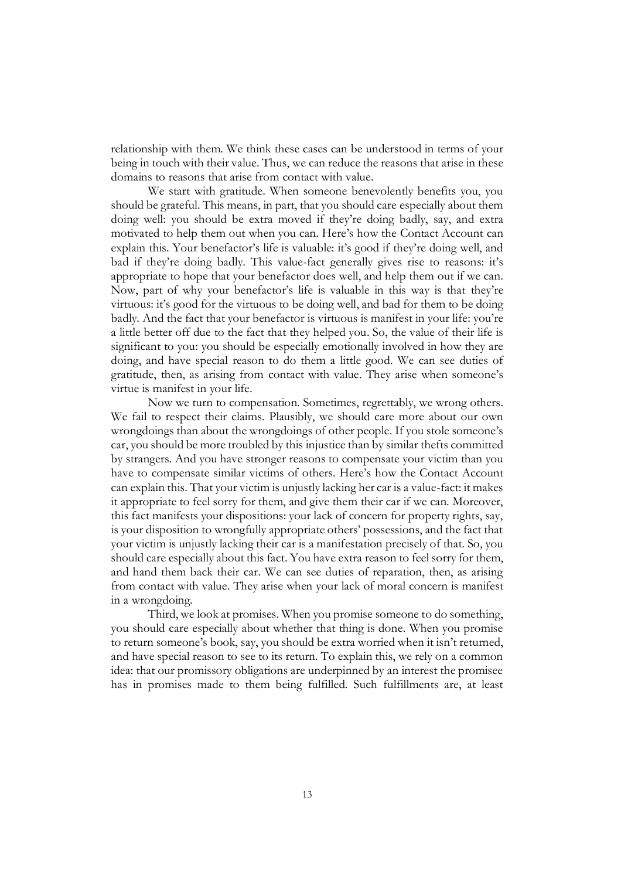relationship with them. We think these cases can be understood in terms of your being in touch with their value. Thus, we can reduce the reasons that arise in these domains to reasons that arise from contact with value.

We start with gratitude. When someone benevolently benefits you, you should be grateful. This means, in part, that you should care especially about them doing well: you should be extra moved if they're doing badly, say, and extra motivated to help them out when you can. Here's how the Contact Account can explain this. Your benefactor's life is valuable: it's good if they're doing well, and bad if they're doing badly. This value-fact generally gives rise to reasons: it's appropriate to hope that your benefactor does well, and help them out if we can. Now, part of why your benefactor's life is valuable in this way is that they're virtuous: it's good for the virtuous to be doing well, and bad for them to be doing badly. And the fact that your benefactor is virtuous is manifest in your life: you're a little better off due to the fact that they helped you. So, the value of their life is significant to you: you should be especially emotionally involved in how they are doing, and have special reason to do them a little good. We can see duties of gratitude, then, as arising from contact with value. They arise when someone's virtue is manifest in your life.

Now we turn to compensation. Sometimes, regrettably, we wrong others. We fail to respect their claims. Plausibly, we should care more about our own wrongdoings than about the wrongdoings of other people. If you stole someone's car, you should be more troubled by this injustice than by similar thefts committed by strangers. And you have stronger reasons to compensate your victim than you have to compensate similar victims of others. Here's how the Contact Account can explain this. That your victim is unjustly lacking her car is a value-fact: it makes it appropriate to feel sorry for them, and give them their car if we can. Moreover, this fact manifests your dispositions: your lack of concern for property rights, say, is your disposition to wrongfully appropriate others' possessions, and the fact that your victim is unjustly lacking their car is a manifestation precisely of that. So, you should care especially about this fact. You have extra reason to feel sorry for them, and hand them back their car. We can see duties of reparation, then, as arising from contact with value. They arise when your lack of moral concern is manifest in a wrongdoing.

Third, we look at promises. When you promise someone to do something, you should care especially about whether that thing is done. When you promise to return someone's book, say, you should be extra worried when it isn't returned, and have special reason to see to its return. To explain this, we rely on a common idea: that our promissory obligations are underpinned by an interest the promisee has in promises made to them being fulfilled. Such fulfillments are, at least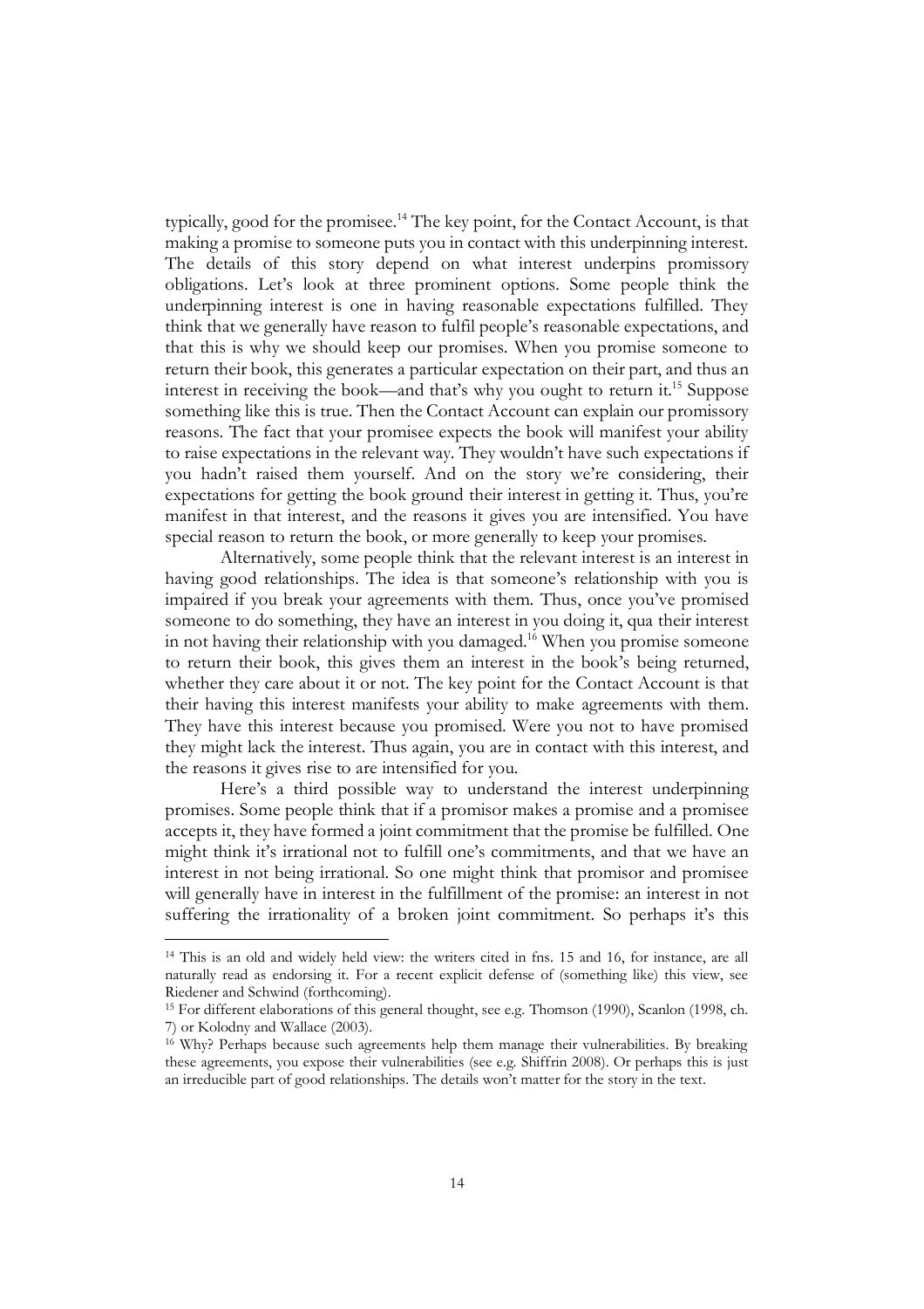typically, good for the promisee.[14] The key point, for the Contact Account, is that making a promise to someone puts you in contact with this underpinning interest. The details of this story depend on what interest underpins promissory obligations. Let's look at three prominent options. Some people think the underpinning interest is one in having reasonable expectations fulfilled. They think that we generally have reason to fulfil people's reasonable expectations, and that this is why we should keep our promises. When you promise someone to return their book, this generates a particular expectation on their part, and thus an interest in receiving the book—and that's why you ought to return it.[15] Suppose something like this is true. Then the Contact Account can explain our promissory reasons. The fact that your promisee expects the book will manifest your ability to raise expectations in the relevant way. They wouldn't have such expectations if you hadn't raised them yourself. And on the story we're considering, their expectations for getting the book ground their interest in getting it. Thus, you're manifest in that interest, and the reasons it gives you are intensified. You have special reason to return the book, or more generally to keep your promises.

Alternatively, some people think that the relevant interest is an interest in having good relationships. The idea is that someone's relationship with you is impaired if you break your agreements with them. Thus, once you've promised someone to do something, they have an interest in you doing it, qua their interest in not having their relationship with you damaged.[16] When you promise someone to return their book, this gives them an interest in the book's being returned, whether they care about it or not. The key point for the Contact Account is that their having this interest manifests your ability to make agreements with them. They have this interest because you promised. Were you not to have promised they might lack the interest. Thus again, you are in contact with this interest, and the reasons it gives rise to are intensified for you.

Here's a third possible way to understand the interest underpinning promises. Some people think that if a promisor makes a promise and a promisee accepts it, they have formed a joint commitment that the promise be fulfilled. One might think it's irrational not to fulfill one's commitments, and that we have an interest in not being irrational. So one might think that promisor and promisee will generally have in interest in the fulfillment of the promise: an interest in not suffering the irrationality of a broken joint commitment. So perhaps it's this

---

[14] This is an old and widely held view: the writers cited in fns. 15 and 16, for instance, are all naturally read as endorsing it. For a recent explicit defense of (something like) this view, see Riedener and Schwind (forthcoming).

[15] For different elaborations of this general thought, see e.g. Thomson (1990), Scanlon (1998, ch. 7) or Kolodny and Wallace (2003).

[16] Why? Perhaps because such agreements help them manage their vulnerabilities. By breaking these agreements, you expose their vulnerabilities (see e.g. Shiffrin 2008). Or perhaps this is just an irreducible part of good relationships. The details won't matter for the story in the text.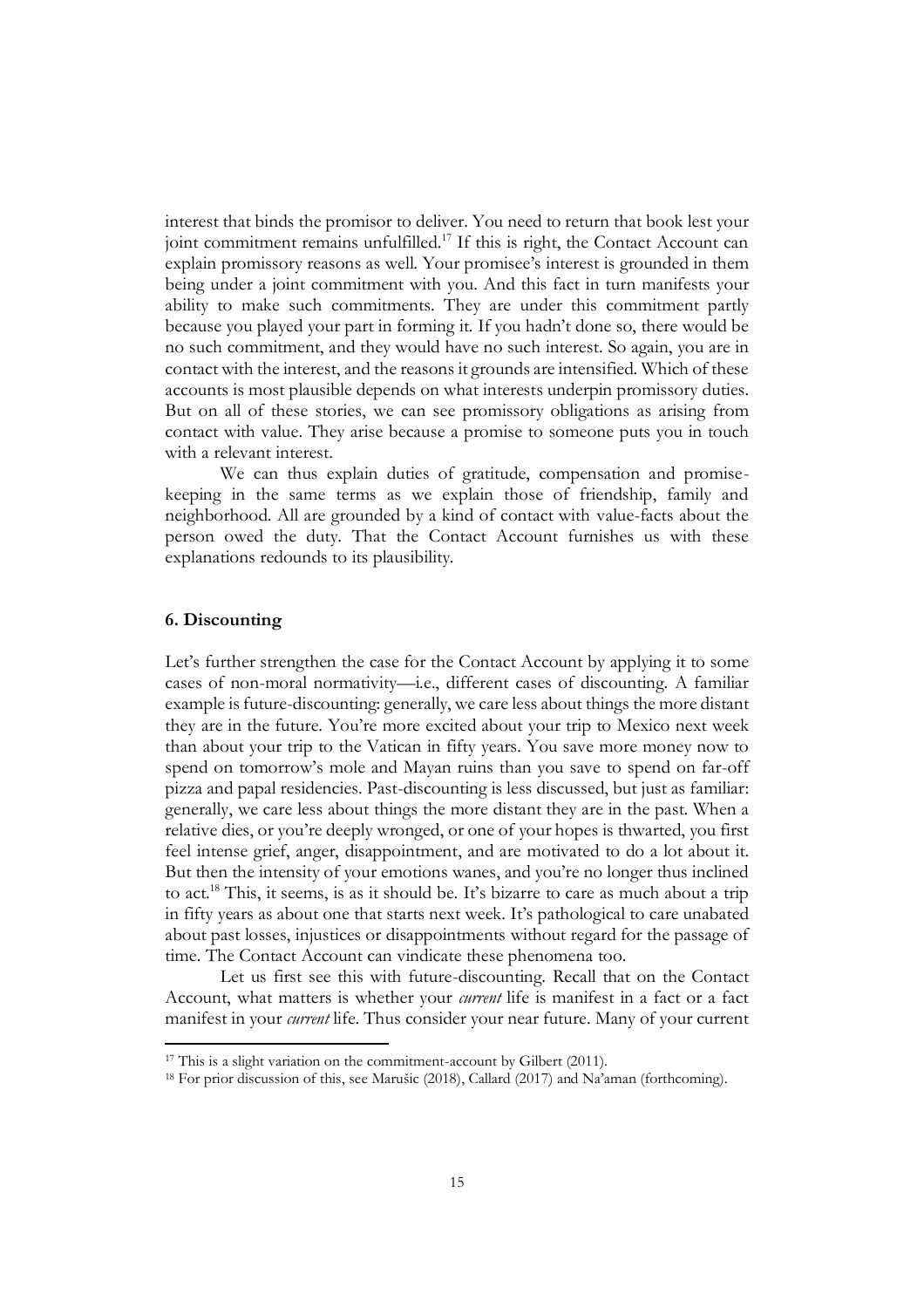interest that binds the promisor to deliver. You need to return that book lest your joint commitment remains unfulfilled.[17] If this is right, the Contact Account can explain promissory reasons as well. Your promisee's interest is grounded in them being under a joint commitment with you. And this fact in turn manifests your ability to make such commitments. They are under this commitment partly because you played your part in forming it. If you hadn't done so, there would be no such commitment, and they would have no such interest. So again, you are in contact with the interest, and the reasons it grounds are intensified. Which of these accounts is most plausible depends on what interests underpin promissory duties. But on all of these stories, we can see promissory obligations as arising from contact with value. They arise because a promise to someone puts you in touch with a relevant interest.

We can thus explain duties of gratitude, compensation and promise-keeping in the same terms as we explain those of friendship, family and neighborhood. All are grounded by a kind of contact with value-facts about the person owed the duty. That the Contact Account furnishes us with these explanations redounds to its plausibility.

## 6. Discounting

Let's further strengthen the case for the Contact Account by applying it to some cases of non-moral normativity—i.e., different cases of discounting. A familiar example is future-discounting: generally, we care less about things the more distant they are in the future. You're more excited about your trip to Mexico next week than about your trip to the Vatican in fifty years. You save more money now to spend on tomorrow's mole and Mayan ruins than you save to spend on far-off pizza and papal residencies. Past-discounting is less discussed, but just as familiar: generally, we care less about things the more distant they are in the past. When a relative dies, or you're deeply wronged, or one of your hopes is thwarted, you first feel intense grief, anger, disappointment, and are motivated to do a lot about it. But then the intensity of your emotions wanes, and you're no longer thus inclined to act.[18] This, it seems, is as it should be. It's bizarre to care as much about a trip in fifty years as about one that starts next week. It's pathological to care unabated about past losses, injustices or disappointments without regard for the passage of time. The Contact Account can vindicate these phenomena too.

Let us first see this with future-discounting. Recall that on the Contact Account, what matters is whether your *current* life is manifest in a fact or a fact manifest in your *current* life. Thus consider your near future. Many of your current

---

[17] This is a slight variation on the commitment-account by Gilbert (2011).

[18] For prior discussion of this, see Marušic (2018), Callard (2017) and Na'aman (forthcoming).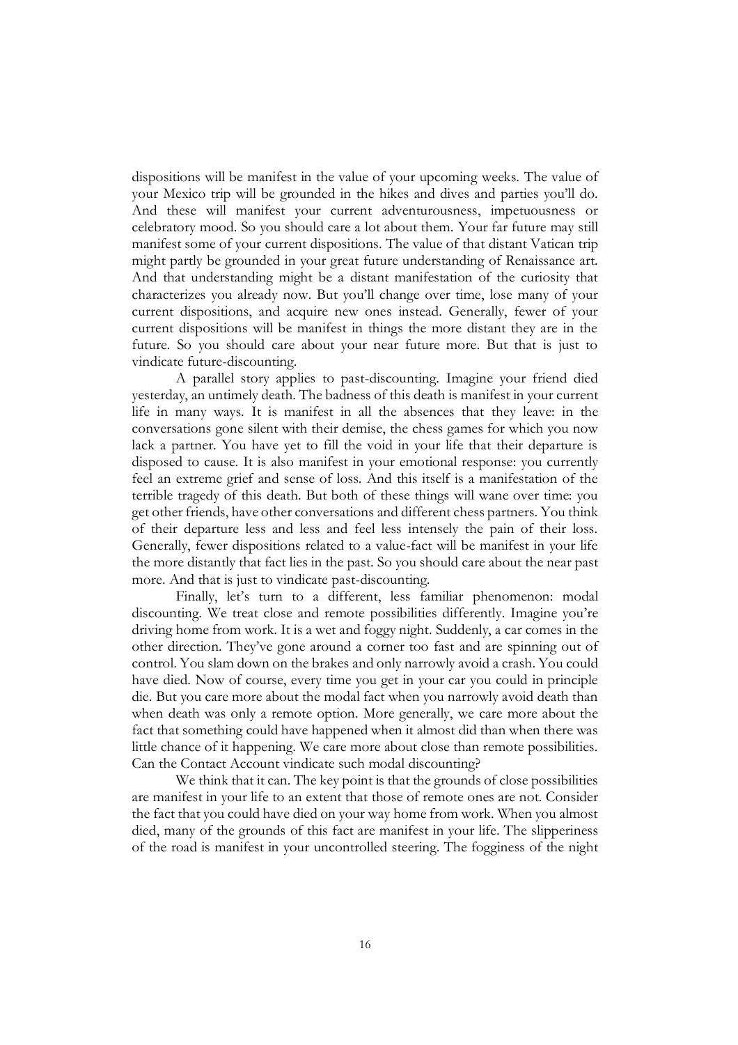dispositions will be manifest in the value of your upcoming weeks. The value of your Mexico trip will be grounded in the hikes and dives and parties you'll do. And these will manifest your current adventurousness, impetuousness or celebratory mood. So you should care a lot about them. Your far future may still manifest some of your current dispositions. The value of that distant Vatican trip might partly be grounded in your great future understanding of Renaissance art. And that understanding might be a distant manifestation of the curiosity that characterizes you already now. But you'll change over time, lose many of your current dispositions, and acquire new ones instead. Generally, fewer of your current dispositions will be manifest in things the more distant they are in the future. So you should care about your near future more. But that is just to vindicate future-discounting.

A parallel story applies to past-discounting. Imagine your friend died yesterday, an untimely death. The badness of this death is manifest in your current life in many ways. It is manifest in all the absences that they leave: in the conversations gone silent with their demise, the chess games for which you now lack a partner. You have yet to fill the void in your life that their departure is disposed to cause. It is also manifest in your emotional response: you currently feel an extreme grief and sense of loss. And this itself is a manifestation of the terrible tragedy of this death. But both of these things will wane over time: you get other friends, have other conversations and different chess partners. You think of their departure less and less and feel less intensely the pain of their loss. Generally, fewer dispositions related to a value-fact will be manifest in your life the more distantly that fact lies in the past. So you should care about the near past more. And that is just to vindicate past-discounting.

Finally, let's turn to a different, less familiar phenomenon: modal discounting. We treat close and remote possibilities differently. Imagine you're driving home from work. It is a wet and foggy night. Suddenly, a car comes in the other direction. They've gone around a corner too fast and are spinning out of control. You slam down on the brakes and only narrowly avoid a crash. You could have died. Now of course, every time you get in your car you could in principle die. But you care more about the modal fact when you narrowly avoid death than when death was only a remote option. More generally, we care more about the fact that something could have happened when it almost did than when there was little chance of it happening. We care more about close than remote possibilities. Can the Contact Account vindicate such modal discounting?

We think that it can. The key point is that the grounds of close possibilities are manifest in your life to an extent that those of remote ones are not. Consider the fact that you could have died on your way home from work. When you almost died, many of the grounds of this fact are manifest in your life. The slipperiness of the road is manifest in your uncontrolled steering. The fogginess of the night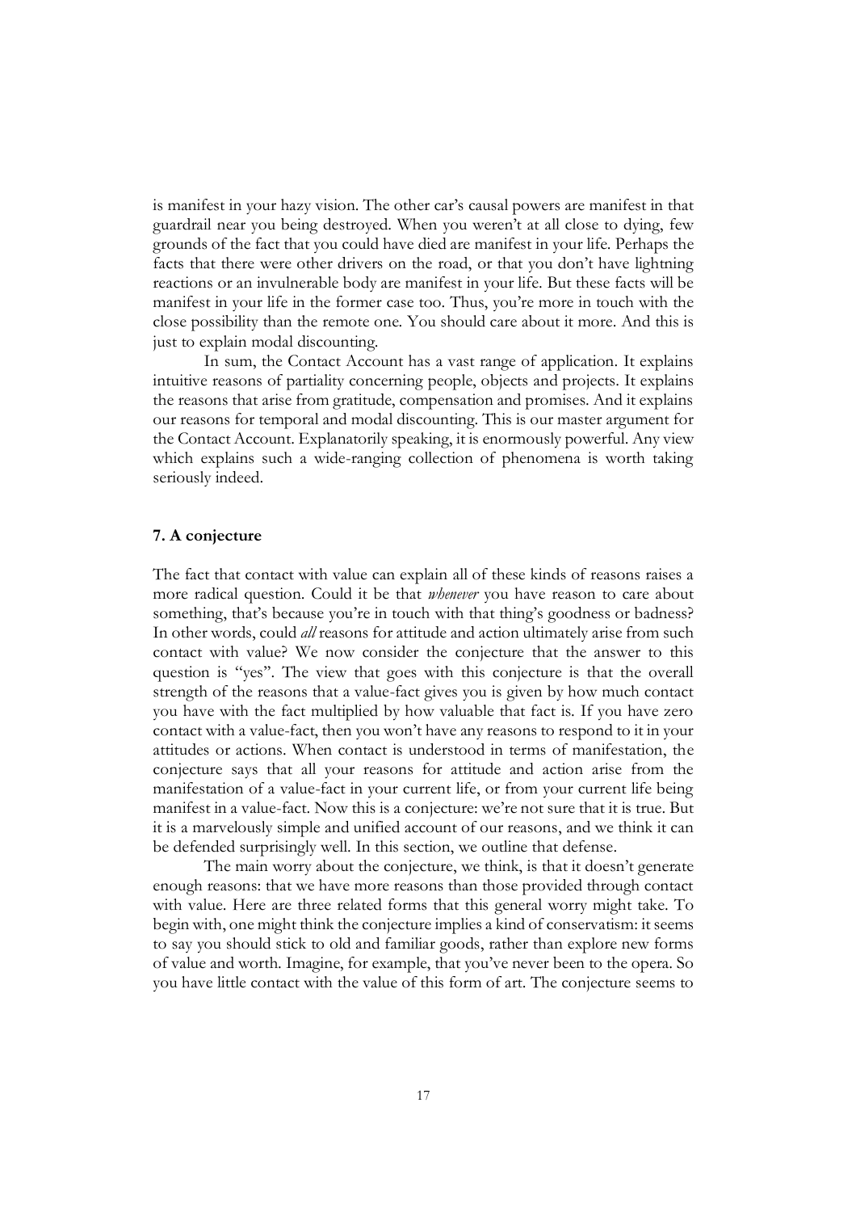is manifest in your hazy vision. The other car's causal powers are manifest in that guardrail near you being destroyed. When you weren't at all close to dying, few grounds of the fact that you could have died are manifest in your life. Perhaps the facts that there were other drivers on the road, or that you don't have lightning reactions or an invulnerable body are manifest in your life. But these facts will be manifest in your life in the former case too. Thus, you're more in touch with the close possibility than the remote one. You should care about it more. And this is just to explain modal discounting.

In sum, the Contact Account has a vast range of application. It explains intuitive reasons of partiality concerning people, objects and projects. It explains the reasons that arise from gratitude, compensation and promises. And it explains our reasons for temporal and modal discounting. This is our master argument for the Contact Account. Explanatorily speaking, it is enormously powerful. Any view which explains such a wide-ranging collection of phenomena is worth taking seriously indeed.

## 7. A conjecture

The fact that contact with value can explain all of these kinds of reasons raises a more radical question. Could it be that *whenever* you have reason to care about something, that's because you're in touch with that thing's goodness or badness? In other words, could *all* reasons for attitude and action ultimately arise from such contact with value? We now consider the conjecture that the answer to this question is "yes". The view that goes with this conjecture is that the overall strength of the reasons that a value-fact gives you is given by how much contact you have with the fact multiplied by how valuable that fact is. If you have zero contact with a value-fact, then you won't have any reasons to respond to it in your attitudes or actions. When contact is understood in terms of manifestation, the conjecture says that all your reasons for attitude and action arise from the manifestation of a value-fact in your current life, or from your current life being manifest in a value-fact. Now this is a conjecture: we're not sure that it is true. But it is a marvelously simple and unified account of our reasons, and we think it can be defended surprisingly well. In this section, we outline that defense.

The main worry about the conjecture, we think, is that it doesn't generate enough reasons: that we have more reasons than those provided through contact with value. Here are three related forms that this general worry might take. To begin with, one might think the conjecture implies a kind of conservatism: it seems to say you should stick to old and familiar goods, rather than explore new forms of value and worth. Imagine, for example, that you've never been to the opera. So you have little contact with the value of this form of art. The conjecture seems to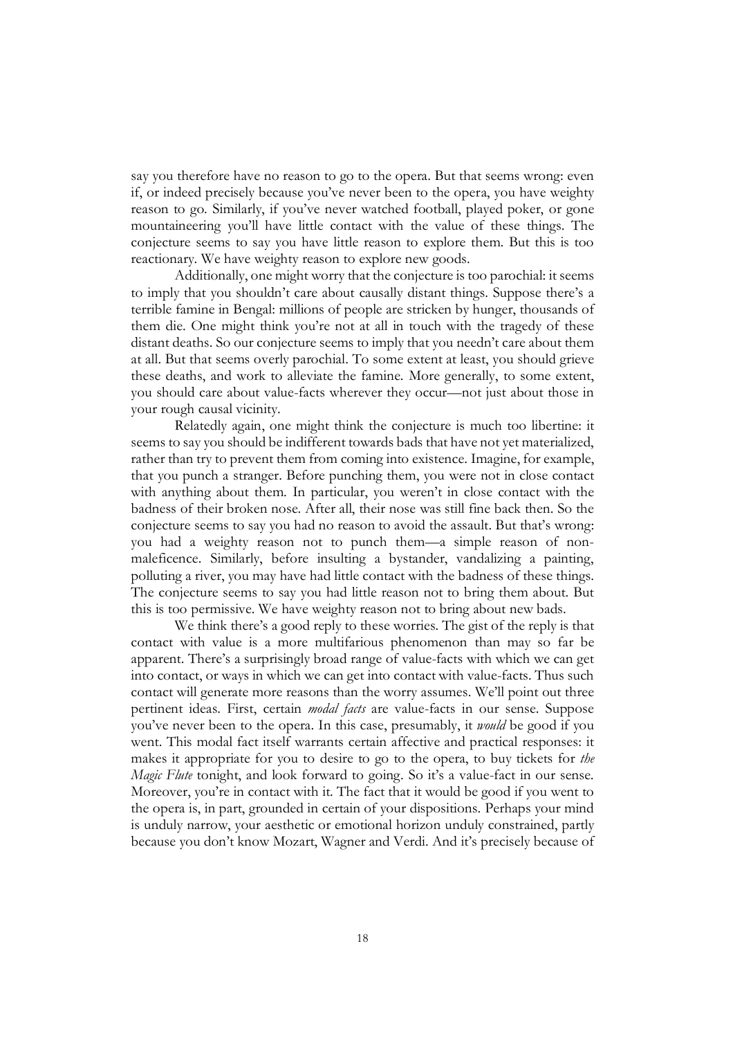say you therefore have no reason to go to the opera. But that seems wrong: even if, or indeed precisely because you've never been to the opera, you have weighty reason to go. Similarly, if you've never watched football, played poker, or gone mountaineering you'll have little contact with the value of these things. The conjecture seems to say you have little reason to explore them. But this is too reactionary. We have weighty reason to explore new goods.

Additionally, one might worry that the conjecture is too parochial: it seems to imply that you shouldn't care about causally distant things. Suppose there's a terrible famine in Bengal: millions of people are stricken by hunger, thousands of them die. One might think you're not at all in touch with the tragedy of these distant deaths. So our conjecture seems to imply that you needn't care about them at all. But that seems overly parochial. To some extent at least, you should grieve these deaths, and work to alleviate the famine. More generally, to some extent, you should care about value-facts wherever they occur—not just about those in your rough causal vicinity.

Relatedly again, one might think the conjecture is much too libertine: it seems to say you should be indifferent towards bads that have not yet materialized, rather than try to prevent them from coming into existence. Imagine, for example, that you punch a stranger. Before punching them, you were not in close contact with anything about them. In particular, you weren't in close contact with the badness of their broken nose. After all, their nose was still fine back then. So the conjecture seems to say you had no reason to avoid the assault. But that's wrong: you had a weighty reason not to punch them—a simple reason of non-maleficence. Similarly, before insulting a bystander, vandalizing a painting, polluting a river, you may have had little contact with the badness of these things. The conjecture seems to say you had little reason not to bring them about. But this is too permissive. We have weighty reason not to bring about new bads.

We think there's a good reply to these worries. The gist of the reply is that contact with value is a more multifarious phenomenon than may so far be apparent. There's a surprisingly broad range of value-facts with which we can get into contact, or ways in which we can get into contact with value-facts. Thus such contact will generate more reasons than the worry assumes. We'll point out three pertinent ideas. First, certain *modal facts* are value-facts in our sense. Suppose you've never been to the opera. In this case, presumably, it *would* be good if you went. This modal fact itself warrants certain affective and practical responses: it makes it appropriate for you to desire to go to the opera, to buy tickets for *the Magic Flute* tonight, and look forward to going. So it's a value-fact in our sense. Moreover, you're in contact with it. The fact that it would be good if you went to the opera is, in part, grounded in certain of your dispositions. Perhaps your mind is unduly narrow, your aesthetic or emotional horizon unduly constrained, partly because you don't know Mozart, Wagner and Verdi. And it's precisely because of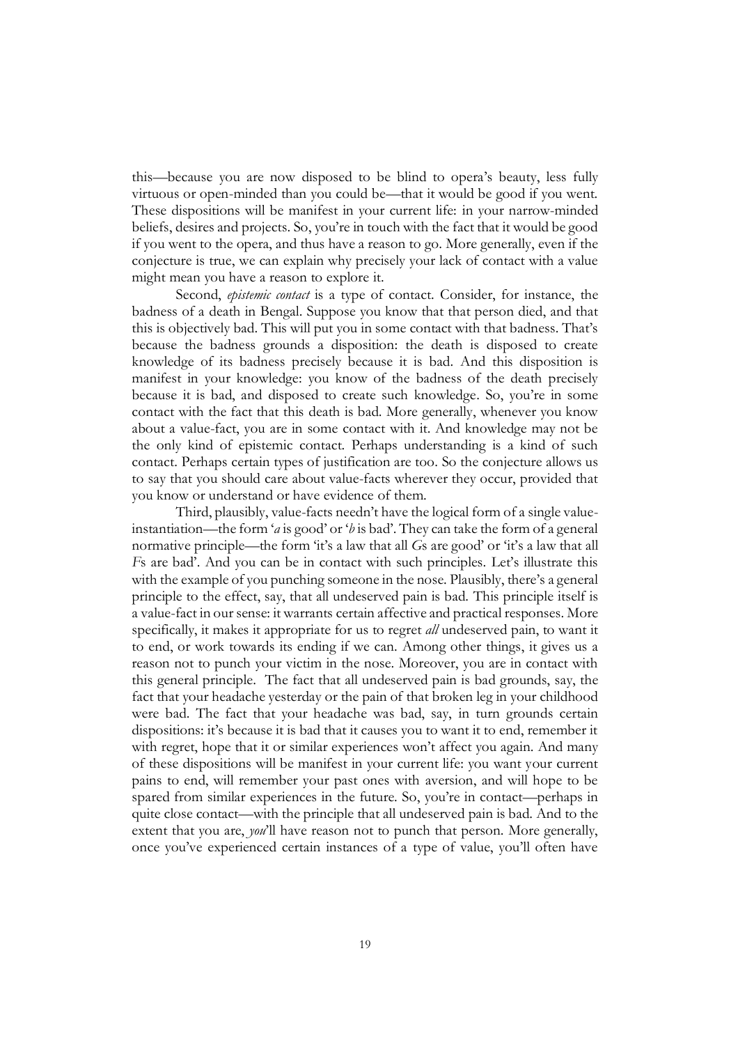this—because you are now disposed to be blind to opera's beauty, less fully virtuous or open-minded than you could be—that it would be good if you went. These dispositions will be manifest in your current life: in your narrow-minded beliefs, desires and projects. So, you're in touch with the fact that it would be good if you went to the opera, and thus have a reason to go. More generally, even if the conjecture is true, we can explain why precisely your lack of contact with a value might mean you have a reason to explore it.

Second, *epistemic contact* is a type of contact. Consider, for instance, the badness of a death in Bengal. Suppose you know that that person died, and that this is objectively bad. This will put you in some contact with that badness. That's because the badness grounds a disposition: the death is disposed to create knowledge of its badness precisely because it is bad. And this disposition is manifest in your knowledge: you know of the badness of the death precisely because it is bad, and disposed to create such knowledge. So, you're in some contact with the fact that this death is bad. More generally, whenever you know about a value-fact, you are in some contact with it. And knowledge may not be the only kind of epistemic contact. Perhaps understanding is a kind of such contact. Perhaps certain types of justification are too. So the conjecture allows us to say that you should care about value-facts wherever they occur, provided that you know or understand or have evidence of them.

Third, plausibly, value-facts needn't have the logical form of a single value-instantiation—the form '*a* is good' or '*b* is bad'. They can take the form of a general normative principle—the form 'it's a law that all *G*s are good' or 'it's a law that all *F*s are bad'. And you can be in contact with such principles. Let's illustrate this with the example of you punching someone in the nose. Plausibly, there's a general principle to the effect, say, that all undeserved pain is bad. This principle itself is a value-fact in our sense: it warrants certain affective and practical responses. More specifically, it makes it appropriate for us to regret *all* undeserved pain, to want it to end, or work towards its ending if we can. Among other things, it gives us a reason not to punch your victim in the nose. Moreover, you are in contact with this general principle. The fact that all undeserved pain is bad grounds, say, the fact that your headache yesterday or the pain of that broken leg in your childhood were bad. The fact that your headache was bad, say, in turn grounds certain dispositions: it's because it is bad that it causes you to want it to end, remember it with regret, hope that it or similar experiences won't affect you again. And many of these dispositions will be manifest in your current life: you want your current pains to end, will remember your past ones with aversion, and will hope to be spared from similar experiences in the future. So, you're in contact—perhaps in quite close contact—with the principle that all undeserved pain is bad. And to the extent that you are, *you*'ll have reason not to punch that person. More generally, once you've experienced certain instances of a type of value, you'll often have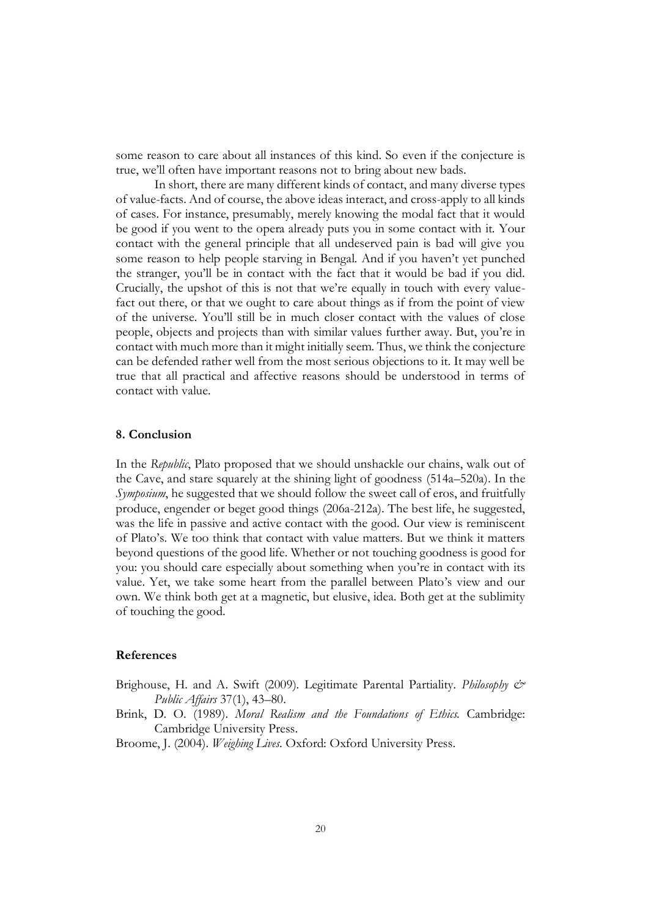some reason to care about all instances of this kind. So even if the conjecture is true, we'll often have important reasons not to bring about new bads.

In short, there are many different kinds of contact, and many diverse types of value-facts. And of course, the above ideas interact, and cross-apply to all kinds of cases. For instance, presumably, merely knowing the modal fact that it would be good if you went to the opera already puts you in some contact with it. Your contact with the general principle that all undeserved pain is bad will give you some reason to help people starving in Bengal. And if you haven't yet punched the stranger, you'll be in contact with the fact that it would be bad if you did. Crucially, the upshot of this is not that we're equally in touch with every value-fact out there, or that we ought to care about things as if from the point of view of the universe. You'll still be in much closer contact with the values of close people, objects and projects than with similar values further away. But, you're in contact with much more than it might initially seem. Thus, we think the conjecture can be defended rather well from the most serious objections to it. It may well be true that all practical and affective reasons should be understood in terms of contact with value.

## 8. Conclusion

In the *Republic*, Plato proposed that we should unshackle our chains, walk out of the Cave, and stare squarely at the shining light of goodness (514a–520a). In the *Symposium*, he suggested that we should follow the sweet call of eros, and fruitfully produce, engender or beget good things (206a-212a). The best life, he suggested, was the life in passive and active contact with the good. Our view is reminiscent of Plato's. We too think that contact with value matters. But we think it matters beyond questions of the good life. Whether or not touching goodness is good for you: you should care especially about something when you're in contact with its value. Yet, we take some heart from the parallel between Plato's view and our own. We think both get at a magnetic, but elusive, idea. Both get at the sublimity of touching the good.

## References

Brighouse, H. and A. Swift (2009). Legitimate Parental Partiality. *Philosophy & Public Affairs* 37(1), 43–80.

Brink, D. O. (1989). *Moral Realism and the Foundations of Ethics.* Cambridge: Cambridge University Press.

Broome, J. (2004). *Weighing Lives.* Oxford: Oxford University Press.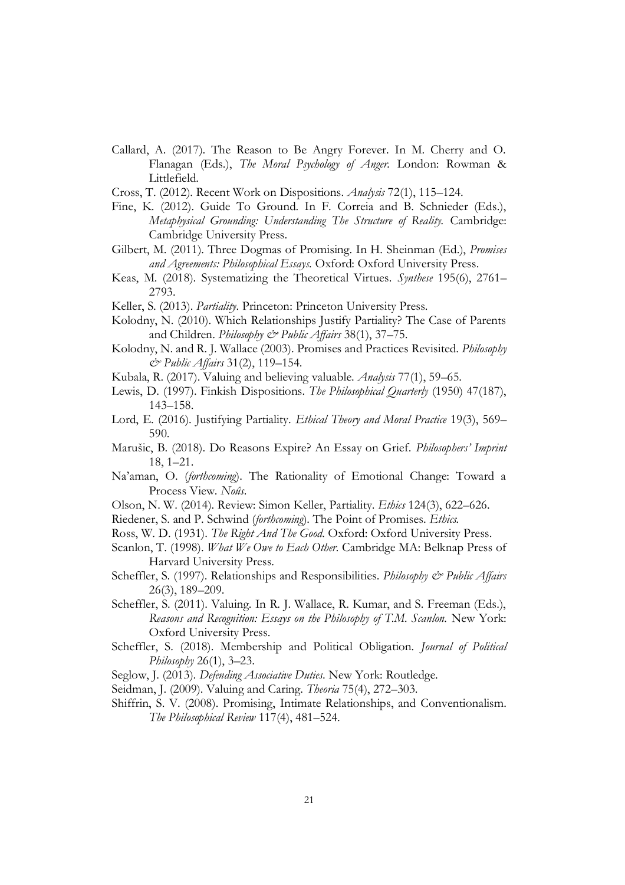Callard, A. (2017). The Reason to Be Angry Forever. In M. Cherry and O. Flanagan (Eds.), *The Moral Psychology of Anger.* London: Rowman & Littlefield.

Cross, T. (2012). Recent Work on Dispositions. *Analysis* 72(1), 115–124.

Fine, K. (2012). Guide To Ground. In F. Correia and B. Schnieder (Eds.), *Metaphysical Grounding: Understanding The Structure of Reality.* Cambridge: Cambridge University Press.

Gilbert, M. (2011). Three Dogmas of Promising. In H. Sheinman (Ed.), *Promises and Agreements: Philosophical Essays.* Oxford: Oxford University Press.

Keas, M. (2018). Systematizing the Theoretical Virtues. *Synthese* 195(6), 2761–2793.

Keller, S. (2013). *Partiality.* Princeton: Princeton University Press.

Kolodny, N. (2010). Which Relationships Justify Partiality? The Case of Parents and Children. *Philosophy & Public Affairs* 38(1), 37–75.

Kolodny, N. and R. J. Wallace (2003). Promises and Practices Revisited. *Philosophy & Public Affairs* 31(2), 119–154.

Kubala, R. (2017). Valuing and believing valuable. *Analysis* 77(1), 59–65.

Lewis, D. (1997). Finkish Dispositions. *The Philosophical Quarterly* (1950) 47(187), 143–158.

Lord, E. (2016). Justifying Partiality. *Ethical Theory and Moral Practice* 19(3), 569–590.

Marušic, B. (2018). Do Reasons Expire? An Essay on Grief. *Philosophers' Imprint* 18, 1–21.

Na'aman, O. (*forthcoming*). The Rationality of Emotional Change: Toward a Process View. *Noûs.*

Olson, N. W. (2014). Review: Simon Keller, Partiality. *Ethics* 124(3), 622–626.

Riedener, S. and P. Schwind (*forthcoming*). The Point of Promises. *Ethics.*

Ross, W. D. (1931). *The Right And The Good.* Oxford: Oxford University Press.

Scanlon, T. (1998). *What We Owe to Each Other.* Cambridge MA: Belknap Press of Harvard University Press.

Scheffler, S. (1997). Relationships and Responsibilities. *Philosophy & Public Affairs* 26(3), 189–209.

Scheffler, S. (2011). Valuing. In R. J. Wallace, R. Kumar, and S. Freeman (Eds.), *Reasons and Recognition: Essays on the Philosophy of T.M. Scanlon.* New York: Oxford University Press.

Scheffler, S. (2018). Membership and Political Obligation. *Journal of Political Philosophy* 26(1), 3–23.

Seglow, J. (2013). *Defending Associative Duties.* New York: Routledge.

Seidman, J. (2009). Valuing and Caring. *Theoria* 75(4), 272–303.

Shiffrin, S. V. (2008). Promising, Intimate Relationships, and Conventionalism. *The Philosophical Review* 117(4), 481–524.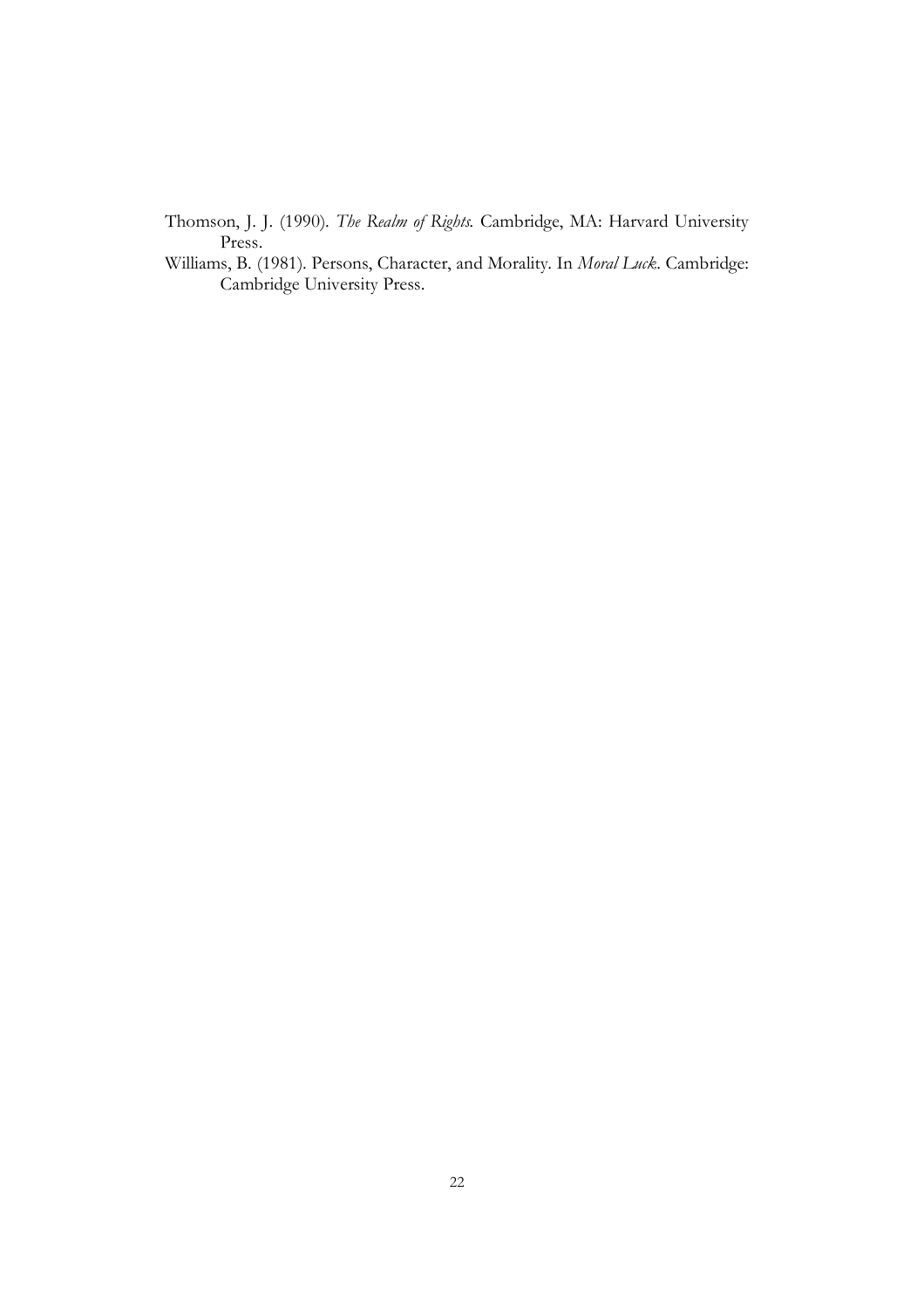Thomson, J. J. (1990). *The Realm of Rights.* Cambridge, MA: Harvard University Press.

Williams, B. (1981). Persons, Character, and Morality. In *Moral Luck*. Cambridge: Cambridge University Press.